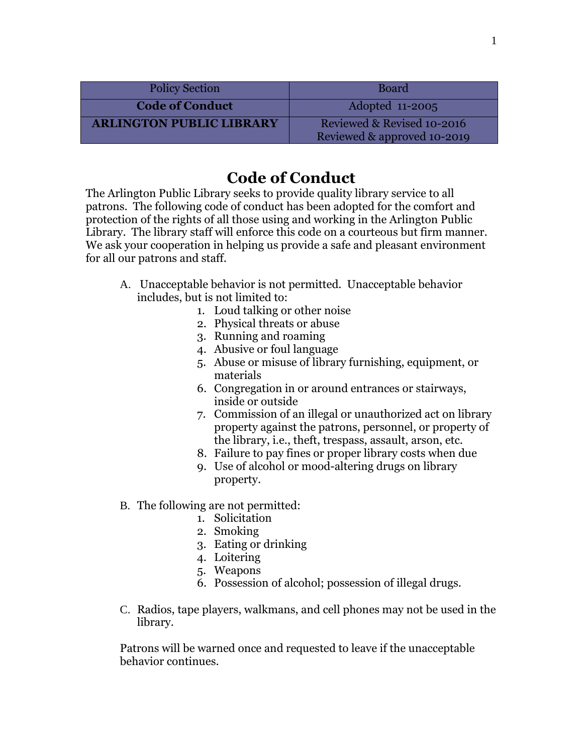| Policy Section | Board |
|---|---|
| **Code of Conduct** | Adopted 11-2005 |
| **ARLINGTON PUBLIC LIBRARY** | Reviewed & Revised 10-2016<br>Reviewed & approved 10-2019 |

# Code of Conduct

The Arlington Public Library seeks to provide quality library service to all patrons. The following code of conduct has been adopted for the comfort and protection of the rights of all those using and working in the Arlington Public Library. The library staff will enforce this code on a courteous but firm manner. We ask your cooperation in helping us provide a safe and pleasant environment for all our patrons and staff.

A. Unacceptable behavior is not permitted. Unacceptable behavior includes, but is not limited to:

1. Loud talking or other noise
2. Physical threats or abuse
3. Running and roaming
4. Abusive or foul language
5. Abuse or misuse of library furnishing, equipment, or materials
6. Congregation in or around entrances or stairways, inside or outside
7. Commission of an illegal or unauthorized act on library property against the patrons, personnel, or property of the library, i.e., theft, trespass, assault, arson, etc.
8. Failure to pay fines or proper library costs when due
9. Use of alcohol or mood-altering drugs on library property.

B. The following are not permitted:

1. Solicitation
2. Smoking
3. Eating or drinking
4. Loitering
5. Weapons
6. Possession of alcohol; possession of illegal drugs.

C. Radios, tape players, walkmans, and cell phones may not be used in the library.

Patrons will be warned once and requested to leave if the unacceptable behavior continues.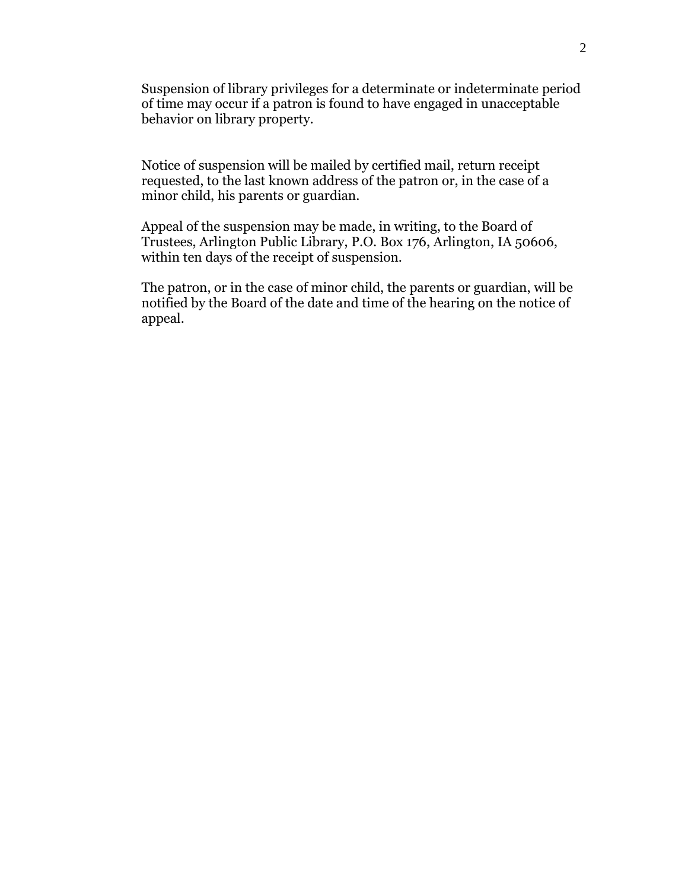Suspension of library privileges for a determinate or indeterminate period of time may occur if a patron is found to have engaged in unacceptable behavior on library property.

Notice of suspension will be mailed by certified mail, return receipt requested, to the last known address of the patron or, in the case of a minor child, his parents or guardian.

Appeal of the suspension may be made, in writing, to the Board of Trustees, Arlington Public Library, P.O. Box 176, Arlington, IA 50606, within ten days of the receipt of suspension.

The patron, or in the case of minor child, the parents or guardian, will be notified by the Board of the date and time of the hearing on the notice of appeal.